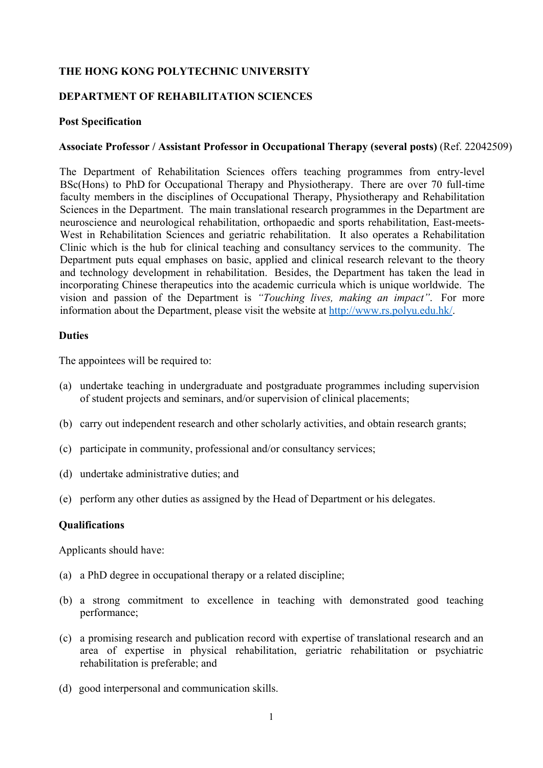**THE HONG KONG POLYTECHNIC UNIVERSITY**

**DEPARTMENT OF REHABILITATION SCIENCES**

**Post Specification**

**Associate Professor / Assistant Professor in Occupational Therapy (several posts)** (Ref. 22042509)

The Department of Rehabilitation Sciences offers teaching programmes from entry-level BSc(Hons) to PhD for Occupational Therapy and Physiotherapy. There are over 70 full-time faculty members in the disciplines of Occupational Therapy, Physiotherapy and Rehabilitation Sciences in the Department. The main translational research programmes in the Department are neuroscience and neurological rehabilitation, orthopaedic and sports rehabilitation, East-meets-West in Rehabilitation Sciences and geriatric rehabilitation. It also operates a Rehabilitation Clinic which is the hub for clinical teaching and consultancy services to the community. The Department puts equal emphases on basic, applied and clinical research relevant to the theory and technology development in rehabilitation. Besides, the Department has taken the lead in incorporating Chinese therapeutics into the academic curricula which is unique worldwide. The vision and passion of the Department is *"Touching lives, making an impact"*. For more information about the Department, please visit the website at http://www.rs.polyu.edu.hk/.

**Duties**

The appointees will be required to:

(a) undertake teaching in undergraduate and postgraduate programmes including supervision of student projects and seminars, and/or supervision of clinical placements;

(b) carry out independent research and other scholarly activities, and obtain research grants;

(c) participate in community, professional and/or consultancy services;

(d) undertake administrative duties; and

(e) perform any other duties as assigned by the Head of Department or his delegates.

**Qualifications**

Applicants should have:

(a) a PhD degree in occupational therapy or a related discipline;

(b) a strong commitment to excellence in teaching with demonstrated good teaching performance;

(c) a promising research and publication record with expertise of translational research and an area of expertise in physical rehabilitation, geriatric rehabilitation or psychiatric rehabilitation is preferable; and

(d) good interpersonal and communication skills.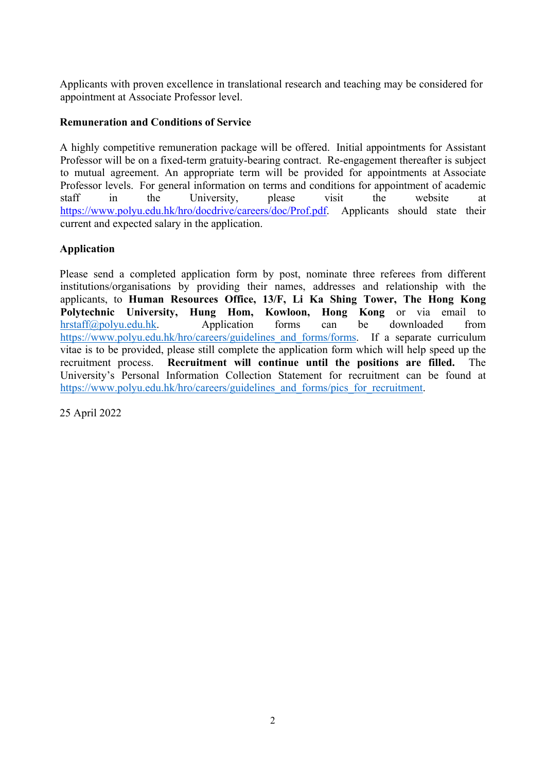Applicants with proven excellence in translational research and teaching may be considered for appointment at Associate Professor level.

**Remuneration and Conditions of Service**

A highly competitive remuneration package will be offered. Initial appointments for Assistant Professor will be on a fixed-term gratuity-bearing contract. Re-engagement thereafter is subject to mutual agreement. An appropriate term will be provided for appointments at Associate Professor levels. For general information on terms and conditions for appointment of academic staff in the University, please visit the website at https://www.polyu.edu.hk/hro/docdrive/careers/doc/Prof.pdf. Applicants should state their current and expected salary in the application.

**Application**

Please send a completed application form by post, nominate three referees from different institutions/organisations by providing their names, addresses and relationship with the applicants, to **Human Resources Office, 13/F, Li Ka Shing Tower, The Hong Kong Polytechnic University, Hung Hom, Kowloon, Hong Kong** or via email to hrstaff@polyu.edu.hk. Application forms can be downloaded from https://www.polyu.edu.hk/hro/careers/guidelines_and_forms/forms. If a separate curriculum vitae is to be provided, please still complete the application form which will help speed up the recruitment process. **Recruitment will continue until the positions are filled.** The University's Personal Information Collection Statement for recruitment can be found at https://www.polyu.edu.hk/hro/careers/guidelines_and_forms/pics_for_recruitment.

25 April 2022